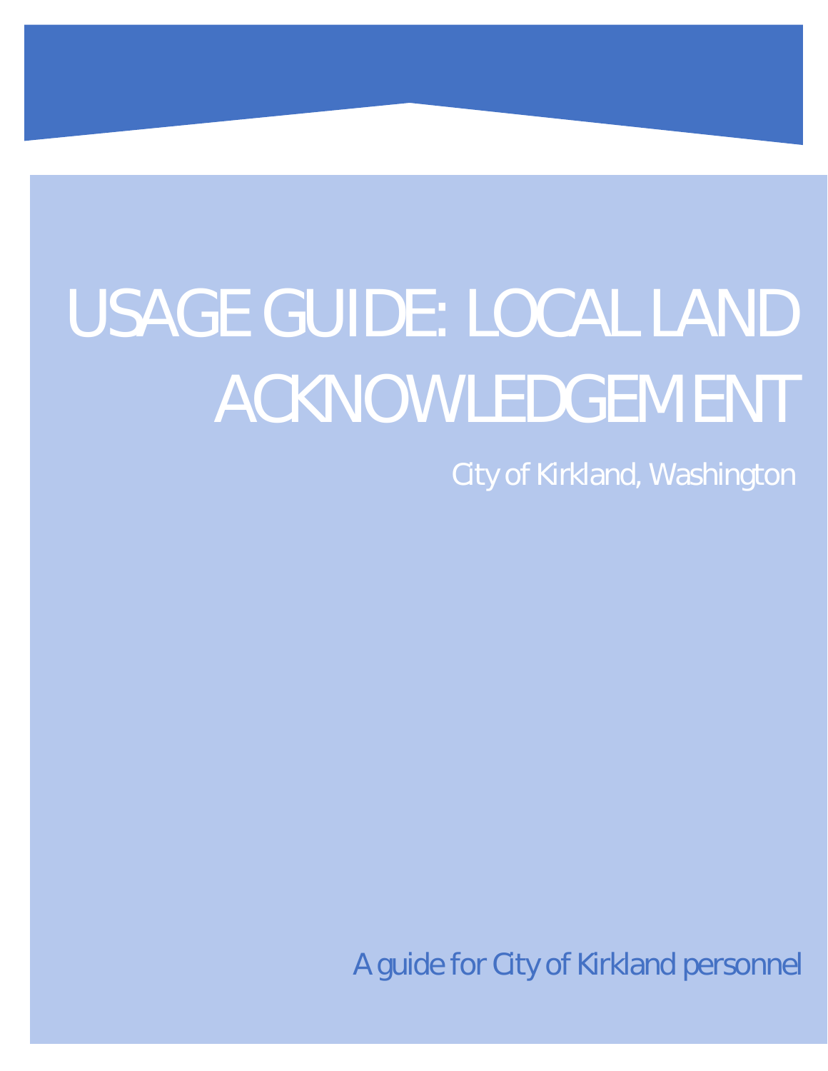# USAGE GUIDE: LOCAL LAND ACKNOWLEDGEMENT

City of Kirkland, Washington

A guide for City of Kirkland personnel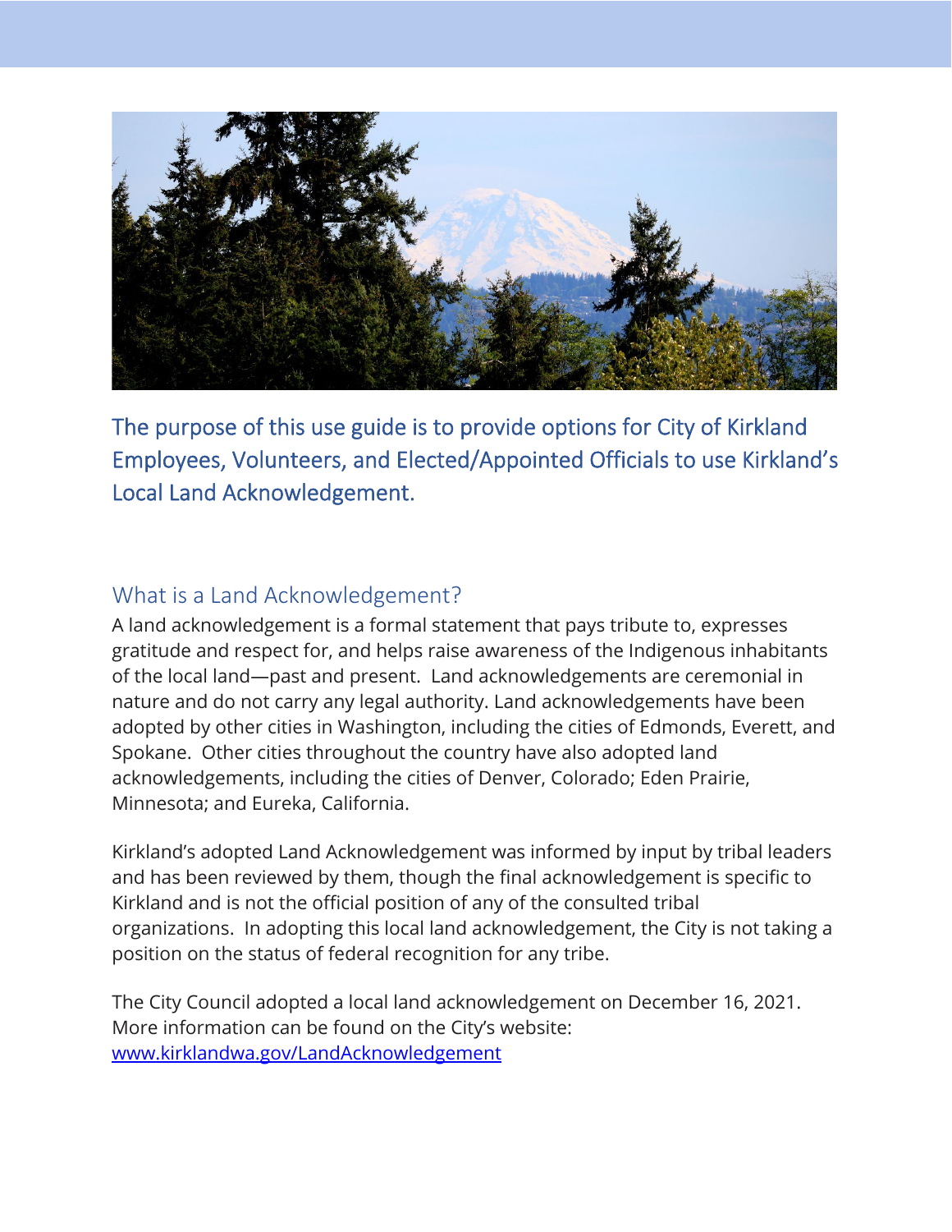The purpose of this use guide is to provide options for City of Kirkland Employees, Volunteers, and Elected/Appointed Officials to use Kirkland's Local Land Acknowledgement.

## What is a Land Acknowledgement?

A land acknowledgement is a formal statement that pays tribute to, expresses gratitude and respect for, and helps raise awareness of the Indigenous inhabitants of the local land—past and present. Land acknowledgements are ceremonial in nature and do not carry any legal authority. Land acknowledgements have been adopted by other cities in Washington, including the cities of Edmonds, Everett, and Spokane. Other cities throughout the country have also adopted land acknowledgements, including the cities of Denver, Colorado; Eden Prairie, Minnesota; and Eureka, California.

Kirkland's adopted Land Acknowledgement was informed by input by tribal leaders and has been reviewed by them, though the final acknowledgement is specific to Kirkland and is not the official position of any of the consulted tribal organizations. In adopting this local land acknowledgement, the City is not taking a position on the status of federal recognition for any tribe.

The City Council adopted a local land acknowledgement on December 16, 2021. More information can be found on the City's website: [www.kirklandwa.gov/LandAcknowledgement](http://www.kirklandwa.gov/LandAcknowledgement)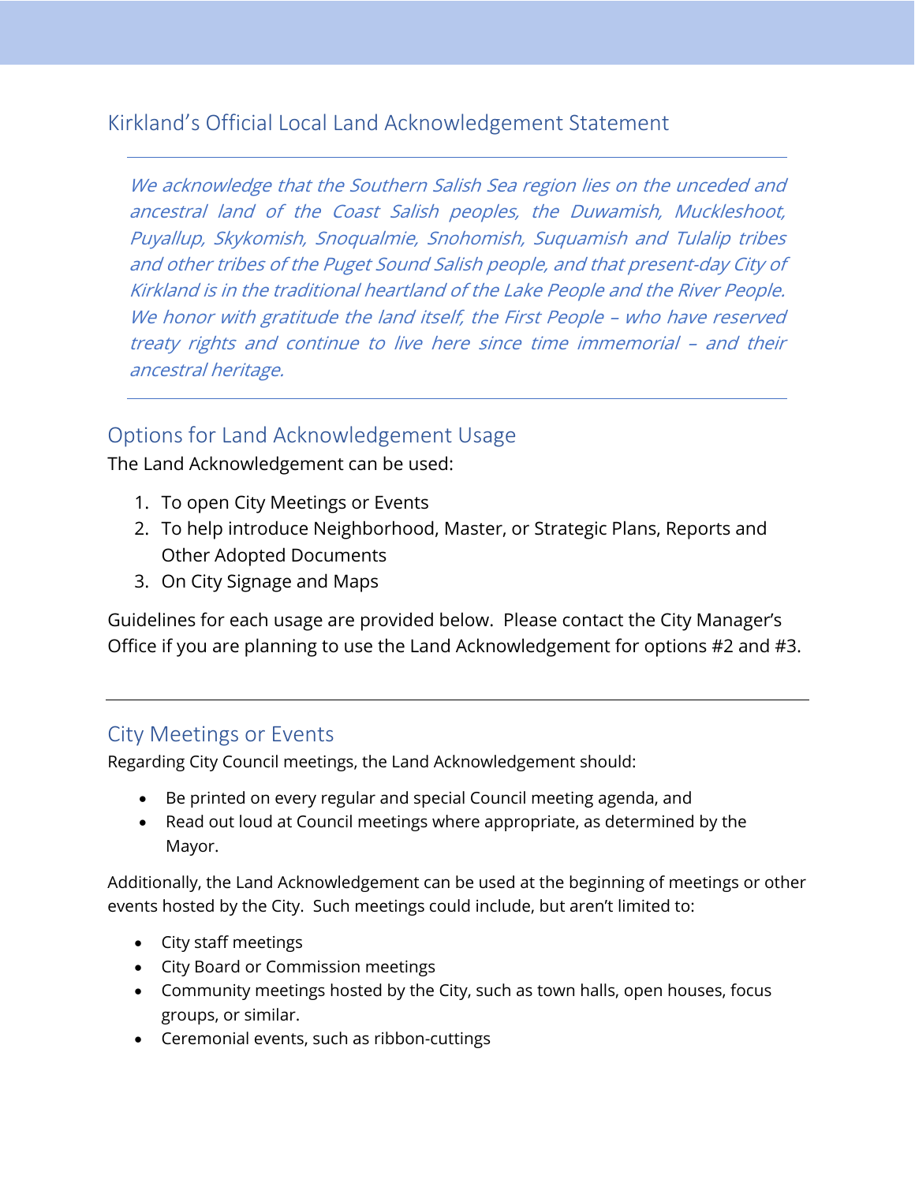## Kirkland’s Official Local Land Acknowledgement Statement

---

*We acknowledge that the Southern Salish Sea region lies on the unceded and ancestral land of the Coast Salish peoples, the Duwamish, Muckleshoot, Puyallup, Skykomish, Snoqualmie, Snohomish, Suquamish and Tulalip tribes and other tribes of the Puget Sound Salish people, and that present-day City of Kirkland is in the traditional heartland of the Lake People and the River People. We honor with gratitude the land itself, the First People – who have reserved treaty rights and continue to live here since time immemorial – and their ancestral heritage.*

---

## Options for Land Acknowledgement Usage

The Land Acknowledgement can be used:

1. To open City Meetings or Events
2. To help introduce Neighborhood, Master, or Strategic Plans, Reports and Other Adopted Documents
3. On City Signage and Maps

Guidelines for each usage are provided below. Please contact the City Manager’s Office if you are planning to use the Land Acknowledgement for options #2 and #3.

---

## City Meetings or Events

Regarding City Council meetings, the Land Acknowledgement should:

- Be printed on every regular and special Council meeting agenda, and
- Read out loud at Council meetings where appropriate, as determined by the Mayor.

Additionally, the Land Acknowledgement can be used at the beginning of meetings or other events hosted by the City. Such meetings could include, but aren’t limited to:

- City staff meetings
- City Board or Commission meetings
- Community meetings hosted by the City, such as town halls, open houses, focus groups, or similar.
- Ceremonial events, such as ribbon-cuttings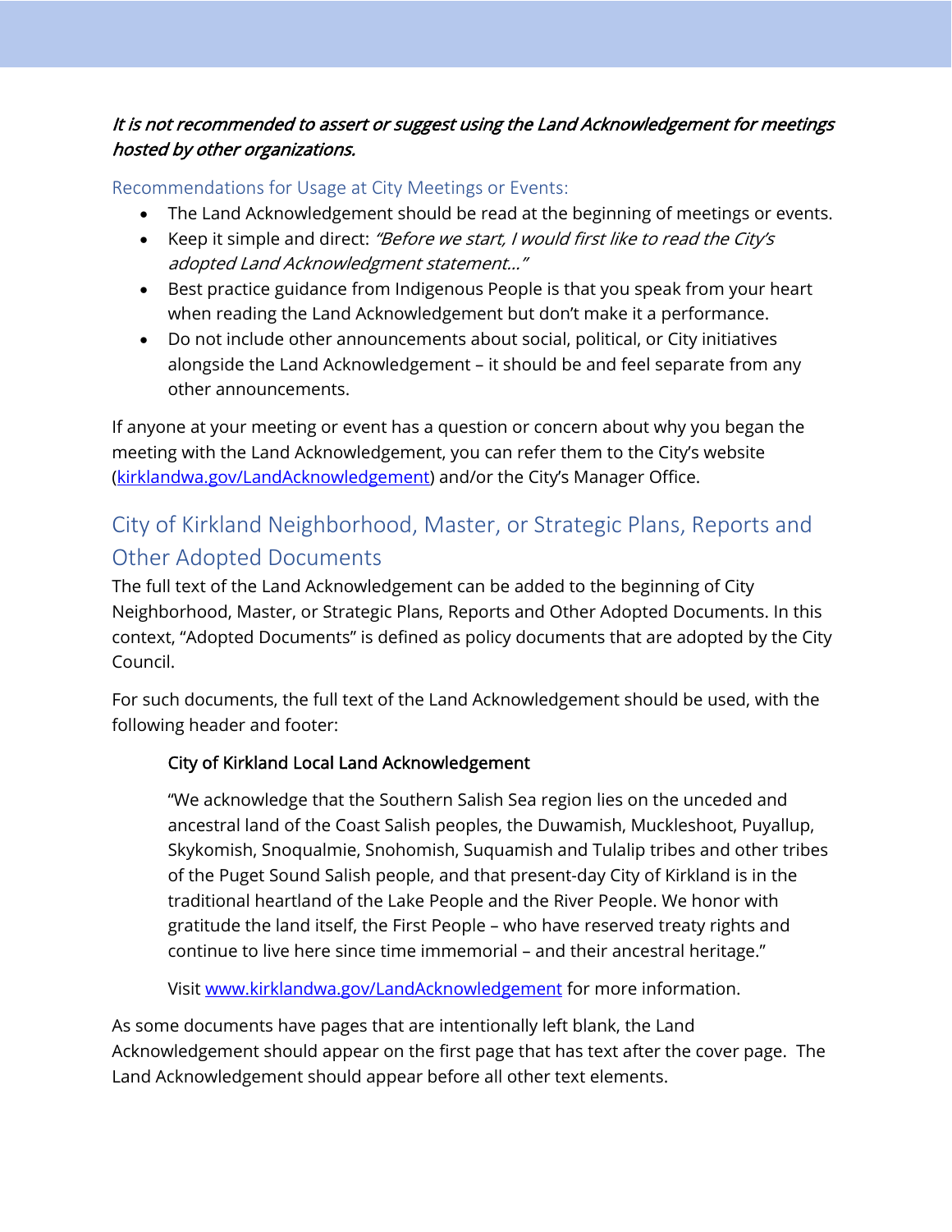*It is not recommended to assert or suggest using the Land Acknowledgement for meetings hosted by other organizations.*

### Recommendations for Usage at City Meetings or Events:

- The Land Acknowledgement should be read at the beginning of meetings or events.
- Keep it simple and direct: *"Before we start, I would first like to read the City's adopted Land Acknowledgment statement…"*
- Best practice guidance from Indigenous People is that you speak from your heart when reading the Land Acknowledgement but don't make it a performance.
- Do not include other announcements about social, political, or City initiatives alongside the Land Acknowledgement – it should be and feel separate from any other announcements.

If anyone at your meeting or event has a question or concern about why you began the meeting with the Land Acknowledgement, you can refer them to the City's website (kirklandwa.gov/LandAcknowledgement) and/or the City's Manager Office.

## City of Kirkland Neighborhood, Master, or Strategic Plans, Reports and Other Adopted Documents

The full text of the Land Acknowledgement can be added to the beginning of City Neighborhood, Master, or Strategic Plans, Reports and Other Adopted Documents. In this context, "Adopted Documents" is defined as policy documents that are adopted by the City Council.

For such documents, the full text of the Land Acknowledgement should be used, with the following header and footer:

> City of Kirkland Local Land Acknowledgement
>
> "We acknowledge that the Southern Salish Sea region lies on the unceded and ancestral land of the Coast Salish peoples, the Duwamish, Muckleshoot, Puyallup, Skykomish, Snoqualmie, Snohomish, Suquamish and Tulalip tribes and other tribes of the Puget Sound Salish people, and that present-day City of Kirkland is in the traditional heartland of the Lake People and the River People. We honor with gratitude the land itself, the First People – who have reserved treaty rights and continue to live here since time immemorial – and their ancestral heritage."
>
> Visit www.kirklandwa.gov/LandAcknowledgement for more information.

As some documents have pages that are intentionally left blank, the Land Acknowledgement should appear on the first page that has text after the cover page. The Land Acknowledgement should appear before all other text elements.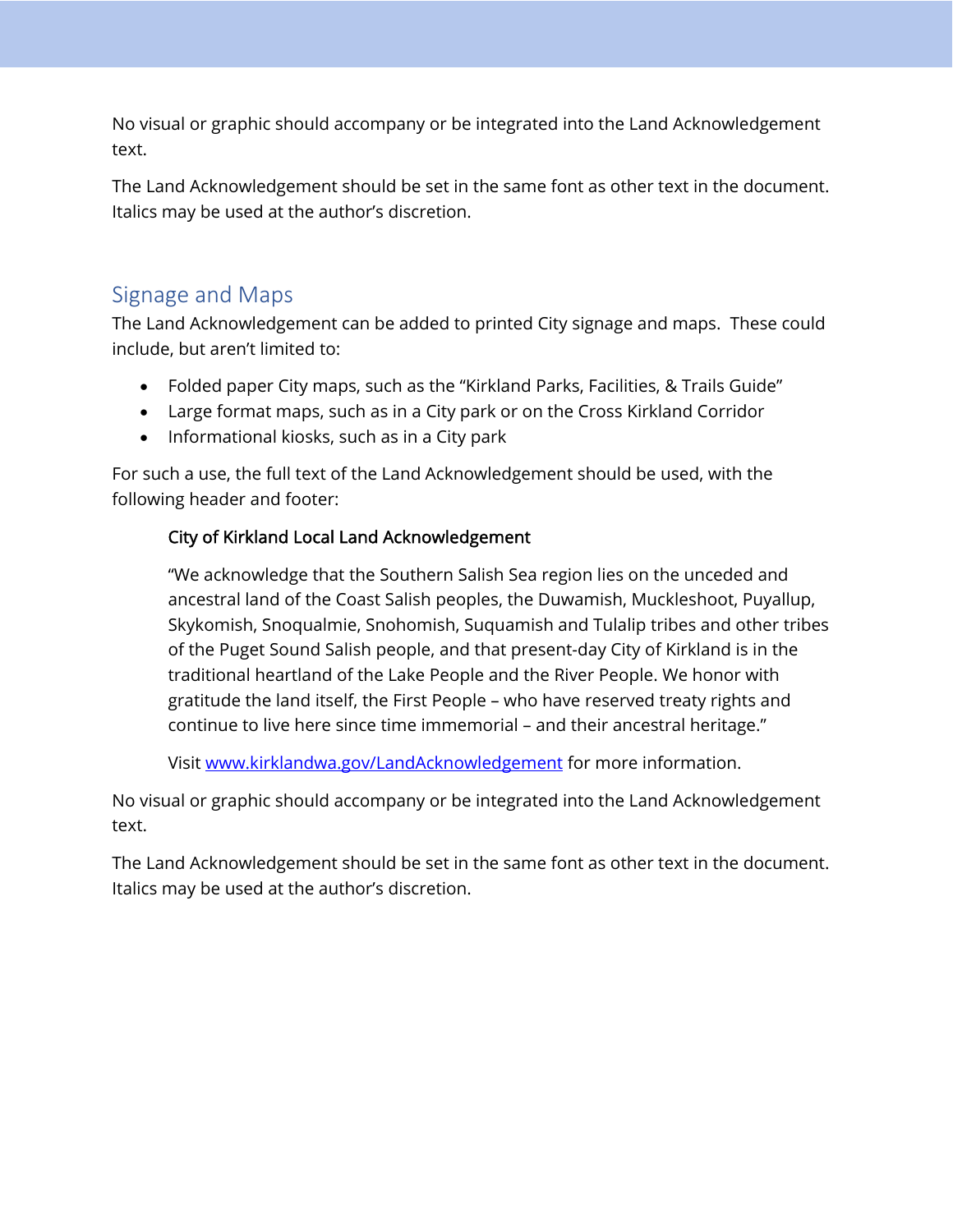No visual or graphic should accompany or be integrated into the Land Acknowledgement text.

The Land Acknowledgement should be set in the same font as other text in the document. Italics may be used at the author's discretion.

## Signage and Maps

The Land Acknowledgement can be added to printed City signage and maps. These could include, but aren't limited to:

- Folded paper City maps, such as the "Kirkland Parks, Facilities, & Trails Guide"
- Large format maps, such as in a City park or on the Cross Kirkland Corridor
- Informational kiosks, such as in a City park

For such a use, the full text of the Land Acknowledgement should be used, with the following header and footer:

> City of Kirkland Local Land Acknowledgement
>
> "We acknowledge that the Southern Salish Sea region lies on the unceded and ancestral land of the Coast Salish peoples, the Duwamish, Muckleshoot, Puyallup, Skykomish, Snoqualmie, Snohomish, Suquamish and Tulalip tribes and other tribes of the Puget Sound Salish people, and that present-day City of Kirkland is in the traditional heartland of the Lake People and the River People. We honor with gratitude the land itself, the First People – who have reserved treaty rights and continue to live here since time immemorial – and their ancestral heritage."
>
> Visit www.kirklandwa.gov/LandAcknowledgement for more information.

No visual or graphic should accompany or be integrated into the Land Acknowledgement text.

The Land Acknowledgement should be set in the same font as other text in the document. Italics may be used at the author's discretion.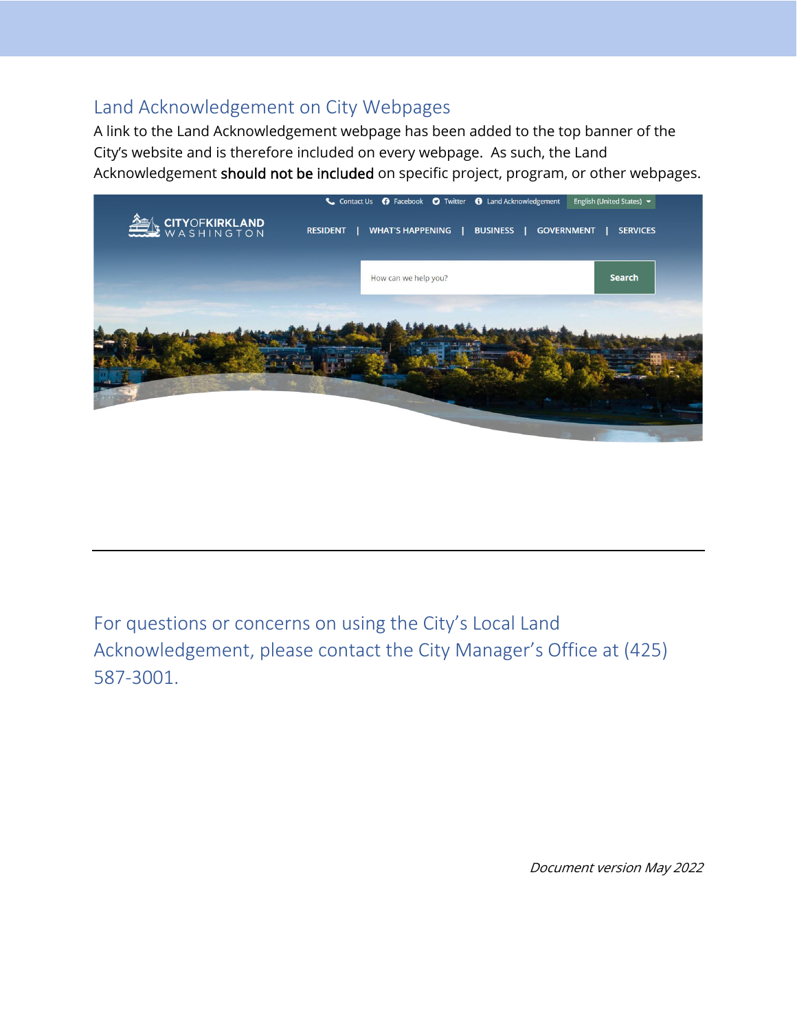## Land Acknowledgement on City Webpages

A link to the Land Acknowledgement webpage has been added to the top banner of the City's website and is therefore included on every webpage. As such, the Land Acknowledgement **should not be included** on specific project, program, or other webpages.

---

## For questions or concerns on using the City's Local Land Acknowledgement, please contact the City Manager's Office at (425) 587-3001.

*Document version May 2022*